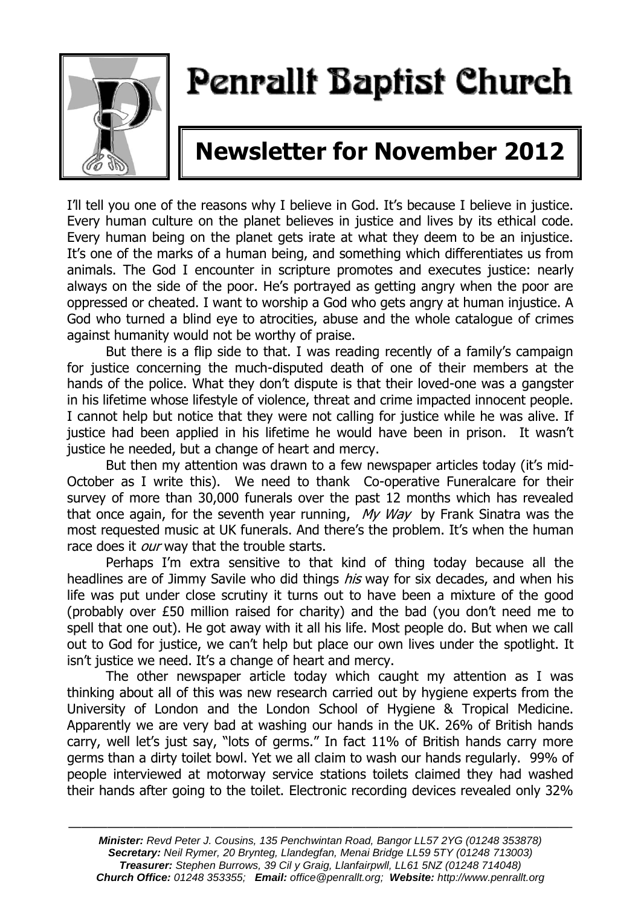# Penrallt Baptist Church

## Newsletter for November 2012

I'll tell you one of the reasons why I believe in God. It's because I believe in justice. Every human culture on the planet believes in justice and lives by its ethical code. Every human being on the planet gets irate at what they deem to be an injustice. It's one of the marks of a human being, and something which differentiates us from animals. The God I encounter in scripture promotes and executes justice: nearly always on the side of the poor. He's portrayed as getting angry when the poor are oppressed or cheated. I want to worship a God who gets angry at human injustice. A God who turned a blind eye to atrocities, abuse and the whole catalogue of crimes against humanity would not be worthy of praise.

But there is a flip side to that. I was reading recently of a family's campaign for justice concerning the much-disputed death of one of their members at the hands of the police. What they don't dispute is that their loved-one was a gangster in his lifetime whose lifestyle of violence, threat and crime impacted innocent people. I cannot help but notice that they were not calling for justice while he was alive. If justice had been applied in his lifetime he would have been in prison. It wasn't justice he needed, but a change of heart and mercy.

But then my attention was drawn to a few newspaper articles today (it's mid-October as I write this). We need to thank Co-operative Funeralcare for their survey of more than 30,000 funerals over the past 12 months which has revealed that once again, for the seventh year running, *My Way* by Frank Sinatra was the most requested music at UK funerals. And there's the problem. It's when the human race does it *our* way that the trouble starts.

Perhaps I'm extra sensitive to that kind of thing today because all the headlines are of Jimmy Savile who did things *his* way for six decades, and when his life was put under close scrutiny it turns out to have been a mixture of the good (probably over £50 million raised for charity) and the bad (you don't need me to spell that one out). He got away with it all his life. Most people do. But when we call out to God for justice, we can't help but place our own lives under the spotlight. It isn't justice we need. It's a change of heart and mercy.

The other newspaper article today which caught my attention as I was thinking about all of this was new research carried out by hygiene experts from the University of London and the London School of Hygiene & Tropical Medicine. Apparently we are very bad at washing our hands in the UK. 26% of British hands carry, well let's just say, "lots of germs." In fact 11% of British hands carry more germs than a dirty toilet bowl. Yet we all claim to wash our hands regularly. 99% of people interviewed at motorway service stations toilets claimed they had washed their hands after going to the toilet. Electronic recording devices revealed only 32%

---

***Minister:*** *Revd Peter J. Cousins, 135 Penchwintan Road, Bangor LL57 2YG (01248 353878)*
***Secretary:*** *Neil Rymer, 20 Brynteg, Llandegfan, Menai Bridge LL59 5TY (01248 713003)*
***Treasurer:*** *Stephen Burrows, 39 Cil y Graig, Llanfairpwll, LL61 5NZ (01248 714048)*
***Church Office:*** *01248 353355;* ***Email:*** *office@penrallt.org;* ***Website:*** *http://www.penrallt.org*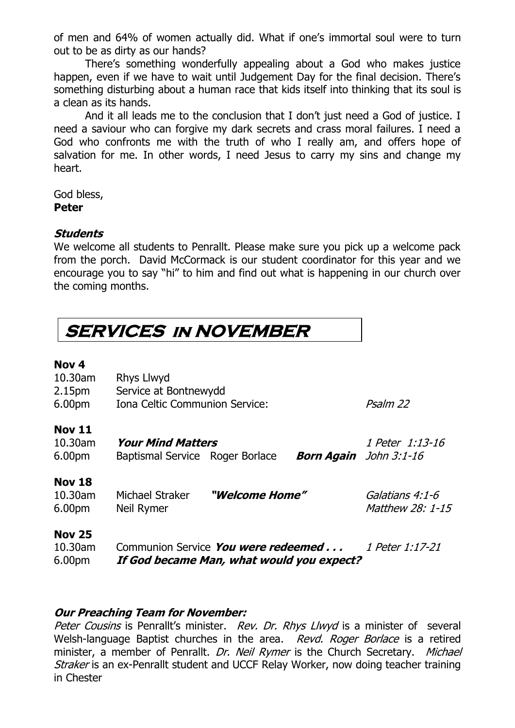of men and 64% of women actually did. What if one's immortal soul were to turn out to be as dirty as our hands?

There's something wonderfully appealing about a God who makes justice happen, even if we have to wait until Judgement Day for the final decision. There's something disturbing about a human race that kids itself into thinking that its soul is a clean as its hands.

And it all leads me to the conclusion that I don't just need a God of justice. I need a saviour who can forgive my dark secrets and crass moral failures. I need a God who confronts me with the truth of who I really am, and offers hope of salvation for me. In other words, I need Jesus to carry my sins and change my heart.

God bless,
**Peter**

### *Students*

We welcome all students to Penrallt. Please make sure you pick up a welcome pack from the porch. David McCormack is our student coordinator for this year and we encourage you to say "hi" to him and find out what is happening in our church over the coming months.

## SERVICES IN NOVEMBER

**Nov 4**

| | | | |
|---|---|---|---|
| 10.30am | Rhys Llwyd | | |
| 2.15pm | Service at Bontnewydd | | |
| 6.00pm | Iona Celtic Communion Service: | | *Psalm 22* |

**Nov 11**

| | | | |
|---|---|---|---|
| 10.30am | ***Your Mind Matters*** | | *1 Peter 1:13-16* |
| 6.00pm | Baptismal Service Roger Borlace | ***Born Again*** | *John 3:1-16* |

**Nov 18**

| | | | |
|---|---|---|---|
| 10.30am | Michael Straker | ***"Welcome Home"*** | *Galatians 4:1-6* |
| 6.00pm | Neil Rymer | | *Matthew 28: 1-15* |

**Nov 25**

| | | |
|---|---|---|
| 10.30am | Communion Service ***You were redeemed . . .*** | *1 Peter 1:17-21* |
| 6.00pm | ***If God became Man, what would you expect?*** | |

### *Our Preaching Team for November:*

*Peter Cousins* is Penrallt's minister. *Rev. Dr. Rhys Llwyd* is a minister of several Welsh-language Baptist churches in the area. *Revd. Roger Borlace* is a retired minister, a member of Penrallt. *Dr. Neil Rymer* is the Church Secretary. *Michael Straker* is an ex-Penrallt student and UCCF Relay Worker, now doing teacher training in Chester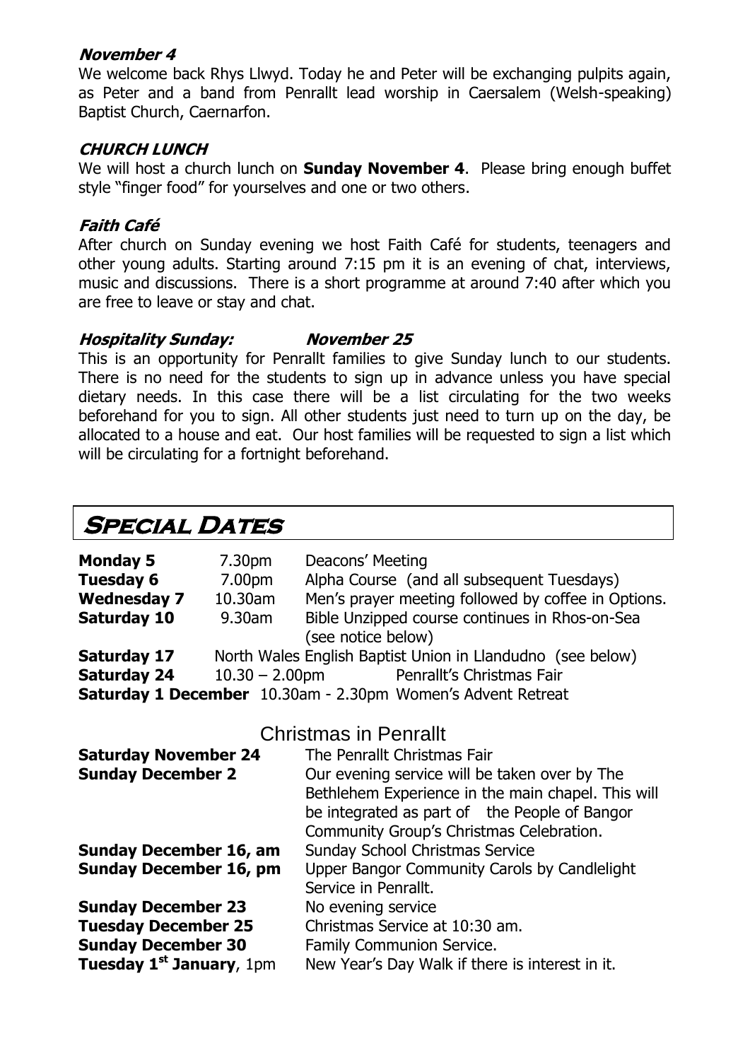### *November 4*

We welcome back Rhys Llwyd. Today he and Peter will be exchanging pulpits again, as Peter and a band from Penrallt lead worship in Caersalem (Welsh-speaking) Baptist Church, Caernarfon.

### *CHURCH LUNCH*

We will host a church lunch on **Sunday November 4**. Please bring enough buffet style "finger food" for yourselves and one or two others.

### *Faith Café*

After church on Sunday evening we host Faith Café for students, teenagers and other young adults. Starting around 7:15 pm it is an evening of chat, interviews, music and discussions. There is a short programme at around 7:40 after which you are free to leave or stay and chat.

### *Hospitality Sunday: November 25*

This is an opportunity for Penrallt families to give Sunday lunch to our students. There is no need for the students to sign up in advance unless you have special dietary needs. In this case there will be a list circulating for the two weeks beforehand for you to sign. All other students just need to turn up on the day, be allocated to a house and eat. Our host families will be requested to sign a list which will be circulating for a fortnight beforehand.

## Special Dates

| | | |
|---|---|---|
| **Monday 5** | 7.30pm | Deacons' Meeting |
| **Tuesday 6** | 7.00pm | Alpha Course (and all subsequent Tuesdays) |
| **Wednesday 7** | 10.30am | Men's prayer meeting followed by coffee in Options. |
| **Saturday 10** | 9.30am | Bible Unzipped course continues in Rhos-on-Sea (see notice below) |
| **Saturday 17** | | North Wales English Baptist Union in Llandudno (see below) |
| **Saturday 24** | 10.30 – 2.00pm | Penrallt's Christmas Fair |
| **Saturday 1 December** | 10.30am - 2.30pm | Women's Advent Retreat |

### Christmas in Penrallt

| | |
|---|---|
| **Saturday November 24** | The Penrallt Christmas Fair |
| **Sunday December 2** | Our evening service will be taken over by The Bethlehem Experience in the main chapel. This will be integrated as part of the People of Bangor Community Group's Christmas Celebration. |
| **Sunday December 16, am** | Sunday School Christmas Service |
| **Sunday December 16, pm** | Upper Bangor Community Carols by Candlelight Service in Penrallt. |
| **Sunday December 23** | No evening service |
| **Tuesday December 25** | Christmas Service at 10:30 am. |
| **Sunday December 30** | Family Communion Service. |
| **Tuesday 1st January**, 1pm | New Year's Day Walk if there is interest in it. |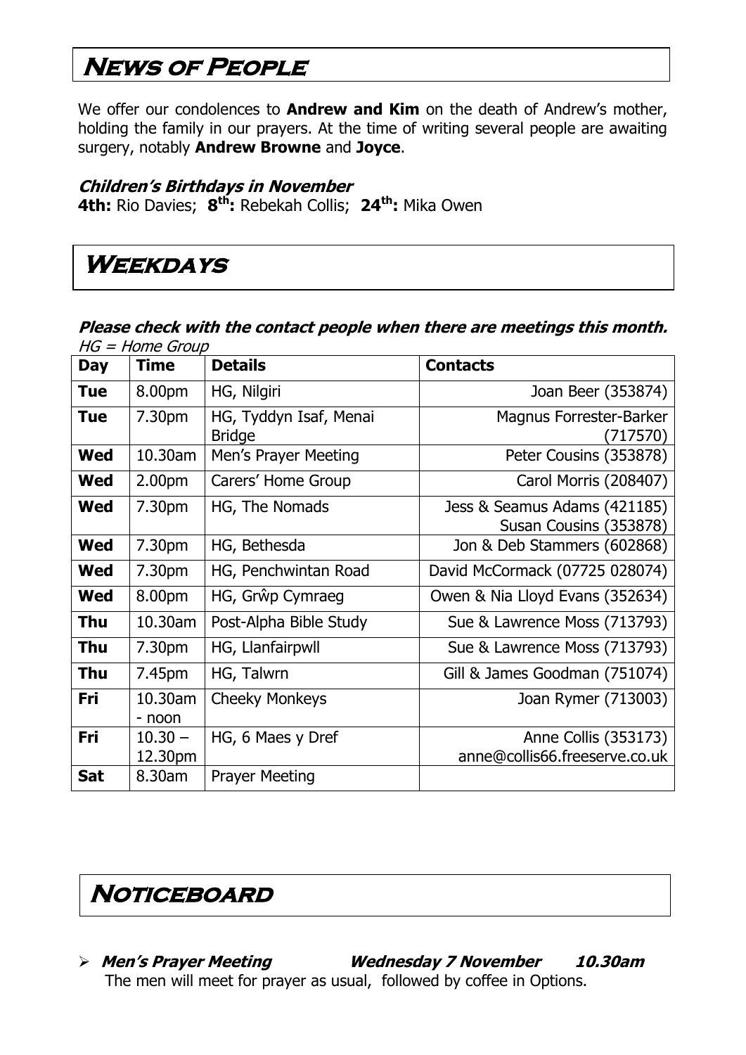## News of People

We offer our condolences to **Andrew and Kim** on the death of Andrew's mother, holding the family in our prayers. At the time of writing several people are awaiting surgery, notably **Andrew Browne** and **Joyce**.

### *Children's Birthdays in November*

**4th:** Rio Davies; **8th:** Rebekah Collis; **24th:** Mika Owen

## Weekdays

***Please check with the contact people when there are meetings this month.***

*HG = Home Group*

| Day | Time | Details | Contacts |
|---|---|---|---|
| **Tue** | 8.00pm | HG, Nilgiri | Joan Beer (353874) |
| **Tue** | 7.30pm | HG, Tyddyn Isaf, Menai Bridge | Magnus Forrester-Barker (717570) |
| **Wed** | 10.30am | Men's Prayer Meeting | Peter Cousins (353878) |
| **Wed** | 2.00pm | Carers' Home Group | Carol Morris (208407) |
| **Wed** | 7.30pm | HG, The Nomads | Jess & Seamus Adams (421185) Susan Cousins (353878) |
| **Wed** | 7.30pm | HG, Bethesda | Jon & Deb Stammers (602868) |
| **Wed** | 7.30pm | HG, Penchwintan Road | David McCormack (07725 028074) |
| **Wed** | 8.00pm | HG, Grŵp Cymraeg | Owen & Nia Lloyd Evans (352634) |
| **Thu** | 10.30am | Post-Alpha Bible Study | Sue & Lawrence Moss (713793) |
| **Thu** | 7.30pm | HG, Llanfairpwll | Sue & Lawrence Moss (713793) |
| **Thu** | 7.45pm | HG, Talwrn | Gill & James Goodman (751074) |
| **Fri** | 10.30am - noon | Cheeky Monkeys | Joan Rymer (713003) |
| **Fri** | 10.30 – 12.30pm | HG, 6 Maes y Dref | Anne Collis (353173) anne@collis66.freeserve.co.uk |
| **Sat** | 8.30am | Prayer Meeting | |

## Noticeboard

- ***Men's Prayer Meeting*** ***Wednesday 7 November*** ***10.30am***
  The men will meet for prayer as usual, followed by coffee in Options.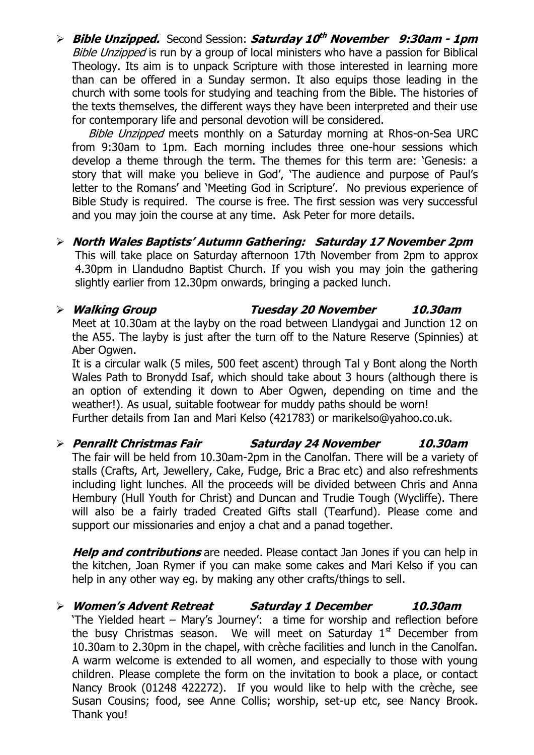- ***Bible Unzipped.*** Second Session: ***Saturday 10th November 9:30am - 1pm***
  *Bible Unzipped* is run by a group of local ministers who have a passion for Biblical Theology. Its aim is to unpack Scripture with those interested in learning more than can be offered in a Sunday sermon. It also equips those leading in the church with some tools for studying and teaching from the Bible. The histories of the texts themselves, the different ways they have been interpreted and their use for contemporary life and personal devotion will be considered.

  *Bible Unzipped* meets monthly on a Saturday morning at Rhos-on-Sea URC from 9:30am to 1pm. Each morning includes three one-hour sessions which develop a theme through the term. The themes for this term are: 'Genesis: a story that will make you believe in God', 'The audience and purpose of Paul's letter to the Romans' and 'Meeting God in Scripture'. No previous experience of Bible Study is required. The course is free. The first session was very successful and you may join the course at any time. Ask Peter for more details.

- ***North Wales Baptists' Autumn Gathering: Saturday 17 November 2pm***
  This will take place on Saturday afternoon 17th November from 2pm to approx 4.30pm in Llandudno Baptist Church. If you wish you may join the gathering slightly earlier from 12.30pm onwards, bringing a packed lunch.

- ***Walking Group*** ***Tuesday 20 November*** ***10.30am***
  Meet at 10.30am at the layby on the road between Llandygai and Junction 12 on the A55. The layby is just after the turn off to the Nature Reserve (Spinnies) at Aber Ogwen.
  It is a circular walk (5 miles, 500 feet ascent) through Tal y Bont along the North Wales Path to Bronydd Isaf, which should take about 3 hours (although there is an option of extending it down to Aber Ogwen, depending on time and the weather!). As usual, suitable footwear for muddy paths should be worn!
  Further details from Ian and Mari Kelso (421783) or marikelso@yahoo.co.uk.

- ***Penrallt Christmas Fair*** ***Saturday 24 November*** ***10.30am***
  The fair will be held from 10.30am-2pm in the Canolfan. There will be a variety of stalls (Crafts, Art, Jewellery, Cake, Fudge, Bric a Brac etc) and also refreshments including light lunches. All the proceeds will be divided between Chris and Anna Hembury (Hull Youth for Christ) and Duncan and Trudie Tough (Wycliffe). There will also be a fairly traded Created Gifts stall (Tearfund). Please come and support our missionaries and enjoy a chat and a panad together.

  ***Help and contributions*** are needed. Please contact Jan Jones if you can help in the kitchen, Joan Rymer if you can make some cakes and Mari Kelso if you can help in any other way eg. by making any other crafts/things to sell.

- ***Women's Advent Retreat*** ***Saturday 1 December*** ***10.30am***
  'The Yielded heart – Mary's Journey': a time for worship and reflection before the busy Christmas season. We will meet on Saturday 1st December from 10.30am to 2.30pm in the chapel, with crèche facilities and lunch in the Canolfan. A warm welcome is extended to all women, and especially to those with young children. Please complete the form on the invitation to book a place, or contact Nancy Brook (01248 422272). If you would like to help with the crèche, see Susan Cousins; food, see Anne Collis; worship, set-up etc, see Nancy Brook. Thank you!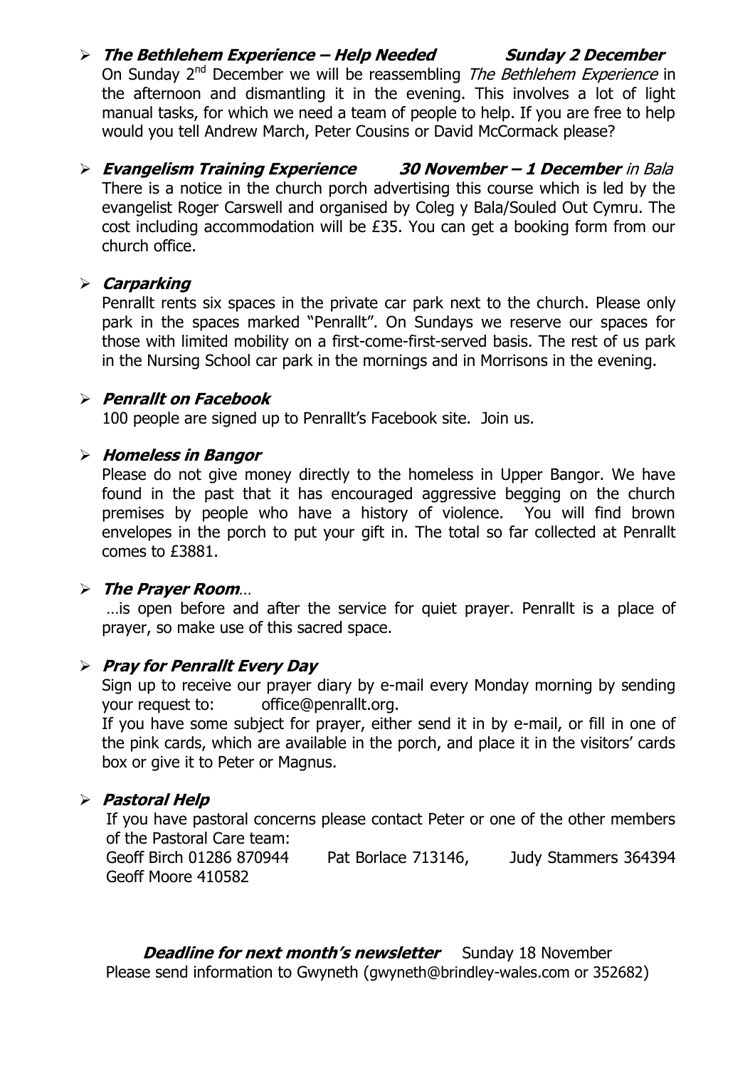- ***The Bethlehem Experience – Help Needed*** ***Sunday 2 December***
  On Sunday 2nd December we will be reassembling *The Bethlehem Experience* in the afternoon and dismantling it in the evening. This involves a lot of light manual tasks, for which we need a team of people to help. If you are free to help would you tell Andrew March, Peter Cousins or David McCormack please?

- ***Evangelism Training Experience*** ***30 November – 1 December*** *in Bala*
  There is a notice in the church porch advertising this course which is led by the evangelist Roger Carswell and organised by Coleg y Bala/Souled Out Cymru. The cost including accommodation will be £35. You can get a booking form from our church office.

- ***Carparking***
  Penrallt rents six spaces in the private car park next to the church. Please only park in the spaces marked "Penrallt". On Sundays we reserve our spaces for those with limited mobility on a first-come-first-served basis. The rest of us park in the Nursing School car park in the mornings and in Morrisons in the evening.

- ***Penrallt on Facebook***
  100 people are signed up to Penrallt's Facebook site. Join us.

- ***Homeless in Bangor***
  Please do not give money directly to the homeless in Upper Bangor. We have found in the past that it has encouraged aggressive begging on the church premises by people who have a history of violence. You will find brown envelopes in the porch to put your gift in. The total so far collected at Penrallt comes to £3881.

- ***The Prayer Room***…
  …is open before and after the service for quiet prayer. Penrallt is a place of prayer, so make use of this sacred space.

- ***Pray for Penrallt Every Day***
  Sign up to receive our prayer diary by e-mail every Monday morning by sending your request to: office@penrallt.org.
  If you have some subject for prayer, either send it in by e-mail, or fill in one of the pink cards, which are available in the porch, and place it in the visitors' cards box or give it to Peter or Magnus.

- ***Pastoral Help***
  If you have pastoral concerns please contact Peter or one of the other members of the Pastoral Care team:
  Geoff Birch 01286 870944 Pat Borlace 713146, Judy Stammers 364394
  Geoff Moore 410582

***Deadline for next month's newsletter*** Sunday 18 November
Please send information to Gwyneth (gwyneth@brindley-wales.com or 352682)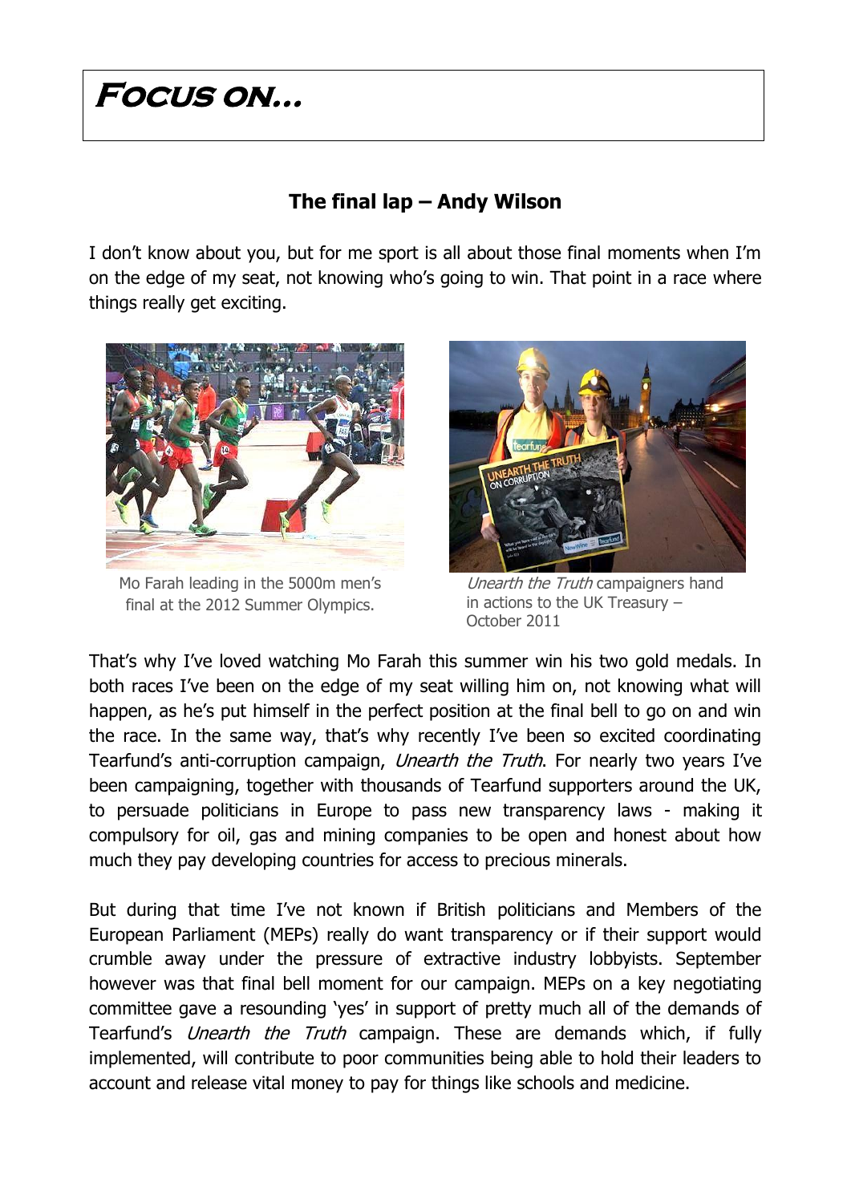# Focus on…

## The final lap – Andy Wilson

I don't know about you, but for me sport is all about those final moments when I'm on the edge of my seat, not knowing who's going to win. That point in a race where things really get exciting.

Mo Farah leading in the 5000m men's final at the 2012 Summer Olympics.

*Unearth the Truth* campaigners hand in actions to the UK Treasury – October 2011

That's why I've loved watching Mo Farah this summer win his two gold medals. In both races I've been on the edge of my seat willing him on, not knowing what will happen, as he's put himself in the perfect position at the final bell to go on and win the race. In the same way, that's why recently I've been so excited coordinating Tearfund's anti-corruption campaign, *Unearth the Truth*. For nearly two years I've been campaigning, together with thousands of Tearfund supporters around the UK, to persuade politicians in Europe to pass new transparency laws - making it compulsory for oil, gas and mining companies to be open and honest about how much they pay developing countries for access to precious minerals.

But during that time I've not known if British politicians and Members of the European Parliament (MEPs) really do want transparency or if their support would crumble away under the pressure of extractive industry lobbyists. September however was that final bell moment for our campaign. MEPs on a key negotiating committee gave a resounding 'yes' in support of pretty much all of the demands of Tearfund's *Unearth the Truth* campaign. These are demands which, if fully implemented, will contribute to poor communities being able to hold their leaders to account and release vital money to pay for things like schools and medicine.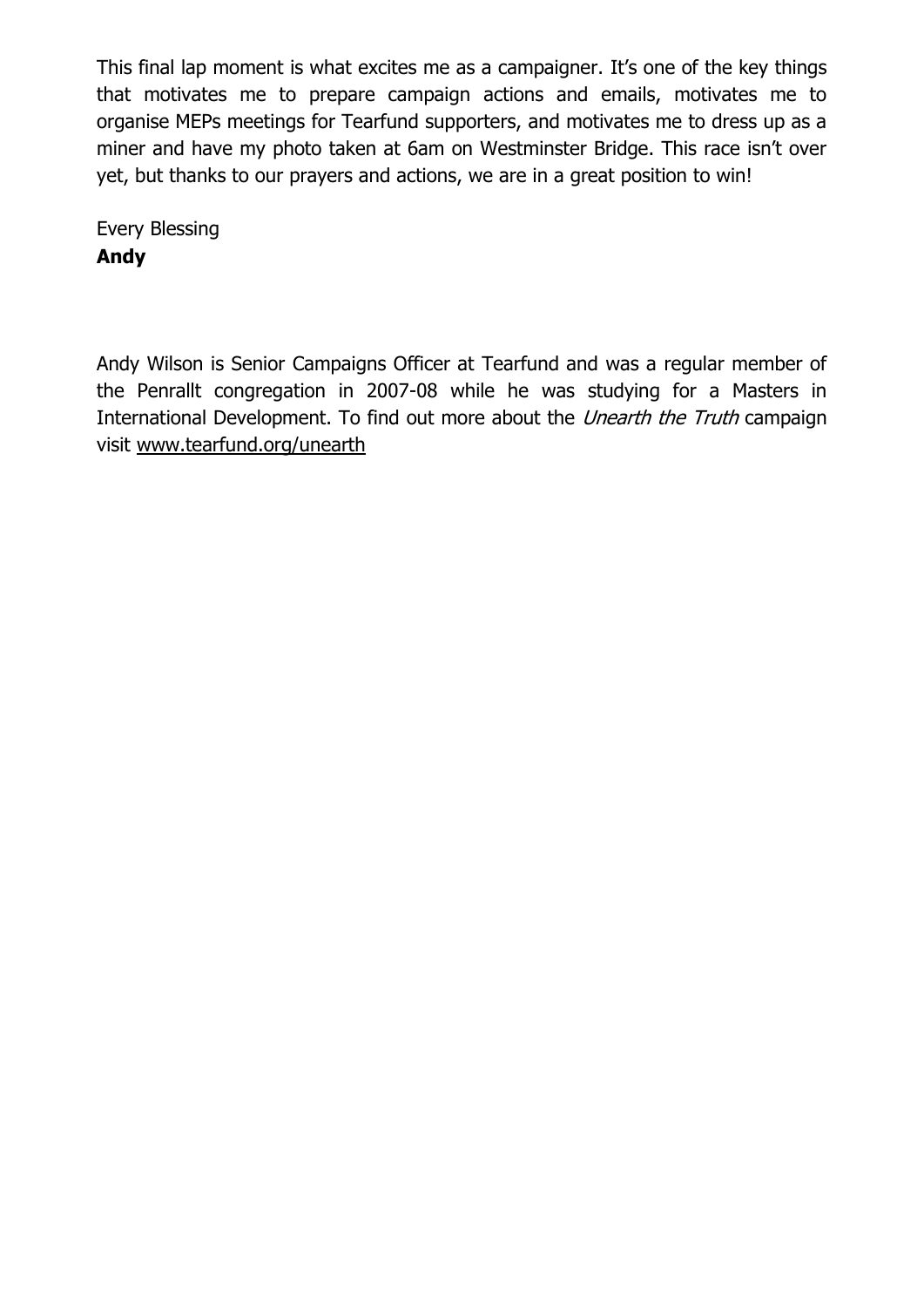This final lap moment is what excites me as a campaigner. It's one of the key things that motivates me to prepare campaign actions and emails, motivates me to organise MEPs meetings for Tearfund supporters, and motivates me to dress up as a miner and have my photo taken at 6am on Westminster Bridge. This race isn't over yet, but thanks to our prayers and actions, we are in a great position to win!

Every Blessing
**Andy**

Andy Wilson is Senior Campaigns Officer at Tearfund and was a regular member of the Penrallt congregation in 2007-08 while he was studying for a Masters in International Development. To find out more about the *Unearth the Truth* campaign visit www.tearfund.org/unearth